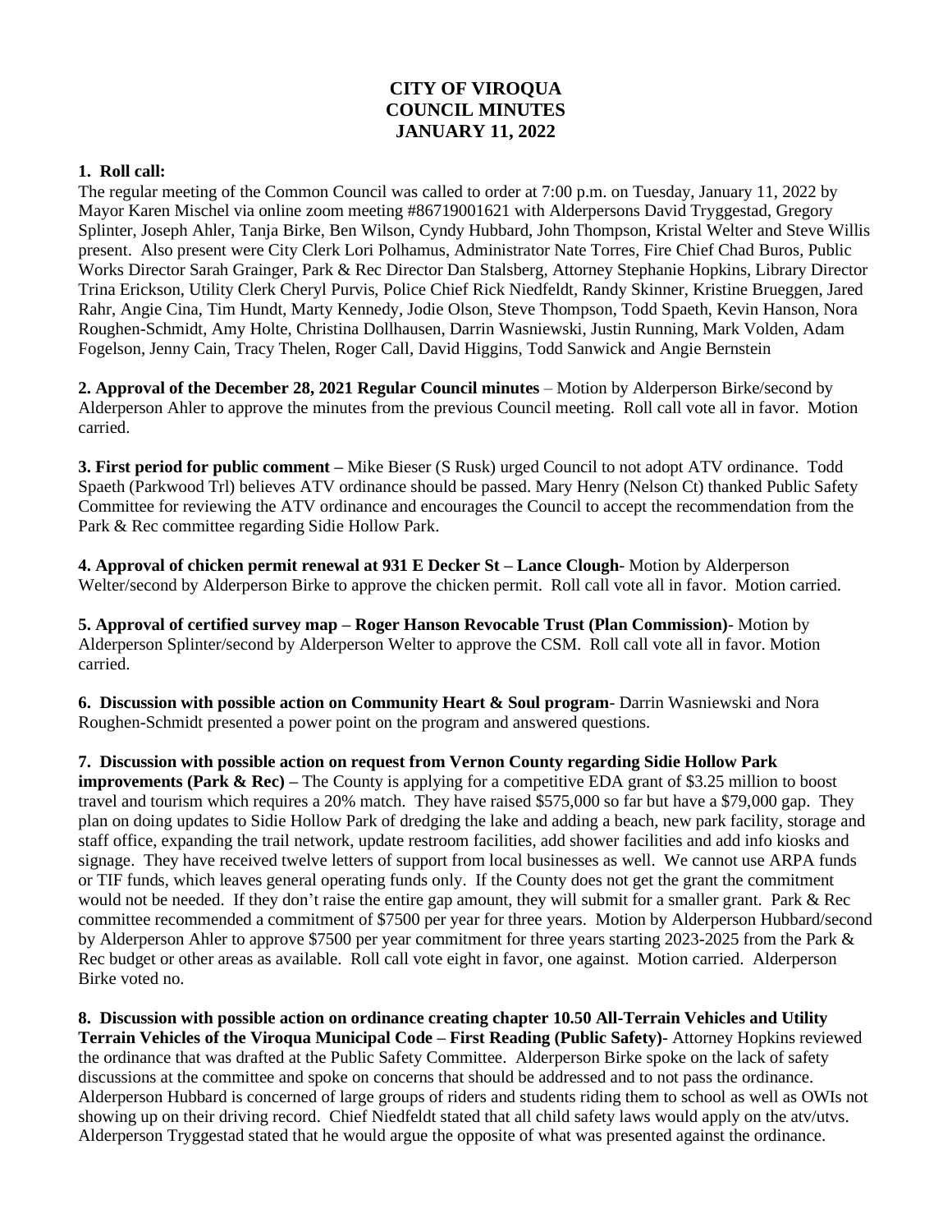# CITY OF VIROQUA
# COUNCIL MINUTES
# JANUARY 11, 2022

**1. Roll call:**

The regular meeting of the Common Council was called to order at 7:00 p.m. on Tuesday, January 11, 2022 by Mayor Karen Mischel via online zoom meeting #86719001621 with Alderpersons David Tryggestad, Gregory Splinter, Joseph Ahler, Tanja Birke, Ben Wilson, Cyndy Hubbard, John Thompson, Kristal Welter and Steve Willis present. Also present were City Clerk Lori Polhamus, Administrator Nate Torres, Fire Chief Chad Buros, Public Works Director Sarah Grainger, Park & Rec Director Dan Stalsberg, Attorney Stephanie Hopkins, Library Director Trina Erickson, Utility Clerk Cheryl Purvis, Police Chief Rick Niedfeldt, Randy Skinner, Kristine Brueggen, Jared Rahr, Angie Cina, Tim Hundt, Marty Kennedy, Jodie Olson, Steve Thompson, Todd Spaeth, Kevin Hanson, Nora Roughen-Schmidt, Amy Holte, Christina Dollhausen, Darrin Wasniewski, Justin Running, Mark Volden, Adam Fogelson, Jenny Cain, Tracy Thelen, Roger Call, David Higgins, Todd Sanwick and Angie Bernstein

**2. Approval of the December 28, 2021 Regular Council minutes** – Motion by Alderperson Birke/second by Alderperson Ahler to approve the minutes from the previous Council meeting. Roll call vote all in favor. Motion carried.

**3. First period for public comment –** Mike Bieser (S Rusk) urged Council to not adopt ATV ordinance. Todd Spaeth (Parkwood Trl) believes ATV ordinance should be passed. Mary Henry (Nelson Ct) thanked Public Safety Committee for reviewing the ATV ordinance and encourages the Council to accept the recommendation from the Park & Rec committee regarding Sidie Hollow Park.

**4. Approval of chicken permit renewal at 931 E Decker St – Lance Clough**- Motion by Alderperson Welter/second by Alderperson Birke to approve the chicken permit. Roll call vote all in favor. Motion carried.

**5. Approval of certified survey map – Roger Hanson Revocable Trust (Plan Commission)**- Motion by Alderperson Splinter/second by Alderperson Welter to approve the CSM. Roll call vote all in favor. Motion carried.

**6. Discussion with possible action on Community Heart & Soul program**- Darrin Wasniewski and Nora Roughen-Schmidt presented a power point on the program and answered questions.

**7. Discussion with possible action on request from Vernon County regarding Sidie Hollow Park improvements (Park & Rec) –** The County is applying for a competitive EDA grant of $3.25 million to boost travel and tourism which requires a 20% match. They have raised $575,000 so far but have a $79,000 gap. They plan on doing updates to Sidie Hollow Park of dredging the lake and adding a beach, new park facility, storage and staff office, expanding the trail network, update restroom facilities, add shower facilities and add info kiosks and signage. They have received twelve letters of support from local businesses as well. We cannot use ARPA funds or TIF funds, which leaves general operating funds only. If the County does not get the grant the commitment would not be needed. If they don't raise the entire gap amount, they will submit for a smaller grant. Park & Rec committee recommended a commitment of $7500 per year for three years. Motion by Alderperson Hubbard/second by Alderperson Ahler to approve $7500 per year commitment for three years starting 2023-2025 from the Park & Rec budget or other areas as available. Roll call vote eight in favor, one against. Motion carried. Alderperson Birke voted no.

**8. Discussion with possible action on ordinance creating chapter 10.50 All-Terrain Vehicles and Utility Terrain Vehicles of the Viroqua Municipal Code – First Reading (Public Safety)**- Attorney Hopkins reviewed the ordinance that was drafted at the Public Safety Committee. Alderperson Birke spoke on the lack of safety discussions at the committee and spoke on concerns that should be addressed and to not pass the ordinance. Alderperson Hubbard is concerned of large groups of riders and students riding them to school as well as OWIs not showing up on their driving record. Chief Niedfeldt stated that all child safety laws would apply on the atv/utvs. Alderperson Tryggestad stated that he would argue the opposite of what was presented against the ordinance.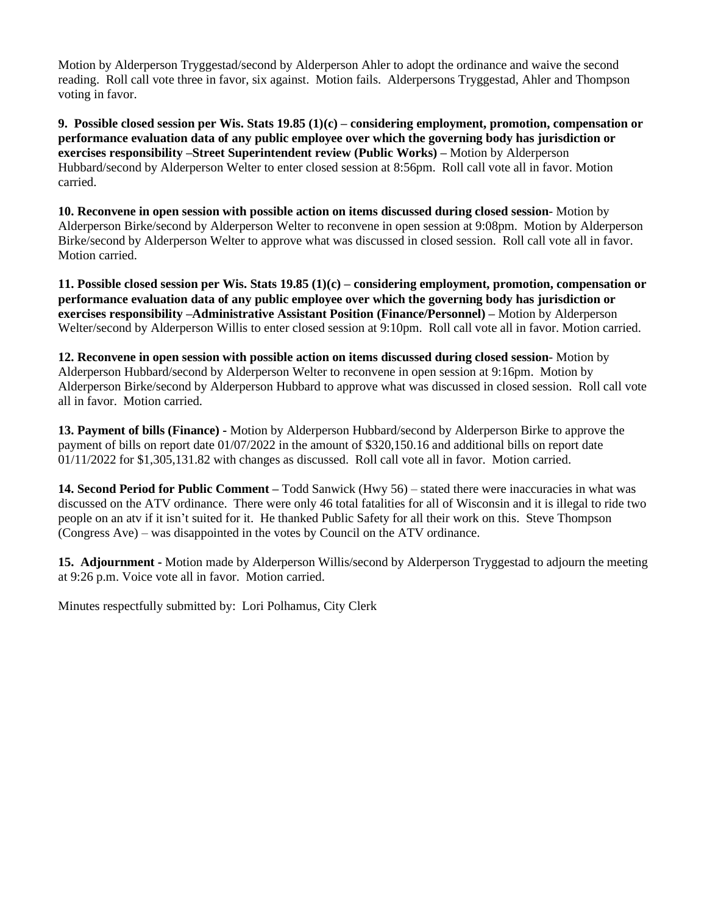Motion by Alderperson Tryggestad/second by Alderperson Ahler to adopt the ordinance and waive the second reading. Roll call vote three in favor, six against. Motion fails. Alderpersons Tryggestad, Ahler and Thompson voting in favor.

**9. Possible closed session per Wis. Stats 19.85 (1)(c) – considering employment, promotion, compensation or performance evaluation data of any public employee over which the governing body has jurisdiction or exercises responsibility –Street Superintendent review (Public Works) –** Motion by Alderperson Hubbard/second by Alderperson Welter to enter closed session at 8:56pm. Roll call vote all in favor. Motion carried.

**10. Reconvene in open session with possible action on items discussed during closed session**- Motion by Alderperson Birke/second by Alderperson Welter to reconvene in open session at 9:08pm. Motion by Alderperson Birke/second by Alderperson Welter to approve what was discussed in closed session. Roll call vote all in favor. Motion carried.

**11. Possible closed session per Wis. Stats 19.85 (1)(c) – considering employment, promotion, compensation or performance evaluation data of any public employee over which the governing body has jurisdiction or exercises responsibility –Administrative Assistant Position (Finance/Personnel) –** Motion by Alderperson Welter/second by Alderperson Willis to enter closed session at 9:10pm. Roll call vote all in favor. Motion carried.

**12. Reconvene in open session with possible action on items discussed during closed session**- Motion by Alderperson Hubbard/second by Alderperson Welter to reconvene in open session at 9:16pm. Motion by Alderperson Birke/second by Alderperson Hubbard to approve what was discussed in closed session. Roll call vote all in favor. Motion carried.

**13. Payment of bills (Finance) -** Motion by Alderperson Hubbard/second by Alderperson Birke to approve the payment of bills on report date 01/07/2022 in the amount of $320,150.16 and additional bills on report date 01/11/2022 for $1,305,131.82 with changes as discussed. Roll call vote all in favor. Motion carried.

**14. Second Period for Public Comment –** Todd Sanwick (Hwy 56) – stated there were inaccuracies in what was discussed on the ATV ordinance. There were only 46 total fatalities for all of Wisconsin and it is illegal to ride two people on an atv if it isn't suited for it. He thanked Public Safety for all their work on this. Steve Thompson (Congress Ave) – was disappointed in the votes by Council on the ATV ordinance.

**15. Adjournment -** Motion made by Alderperson Willis/second by Alderperson Tryggestad to adjourn the meeting at 9:26 p.m. Voice vote all in favor. Motion carried.

Minutes respectfully submitted by: Lori Polhamus, City Clerk